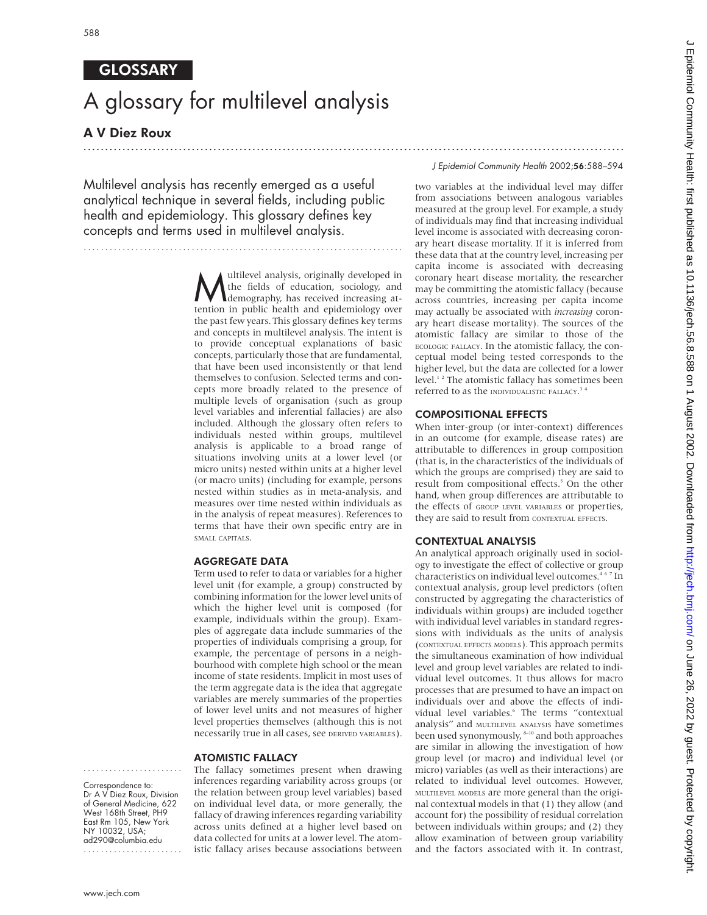**GLOSSARY**

# A glossary for multilevel analysis

**A V Diez Roux**

Multilevel analysis has recently emerged as a useful analytical technique in several fields, including public health and epidemiology. This glossary defines key concepts and terms used in multilevel analysis.

Multilevel analysis, originally developed in the fields of education, sociology, and demography, has received increasing attention in public health and epidemiology over the past few years. This glossary defines key terms and concepts in multilevel analysis. The intent is to provide conceptual explanations of basic concepts, particularly those that are fundamental, that have been used inconsistently or that lend themselves to confusion. Selected terms and concepts more broadly related to the presence of multiple levels of organisation (such as group level variables and inferential fallacies) are also included. Although the glossary often refers to individuals nested within groups, multilevel analysis is applicable to a broad range of situations involving units at a lower level (or micro units) nested within units at a higher level (or macro units) (including for example, persons nested within studies as in meta-analysis, and measures over time nested within individuals as in the analysis of repeat measures). References to terms that have their own specific entry are in SMALL CAPITALS.

## AGGREGATE DATA

Term used to refer to data or variables for a higher level unit (for example, a group) constructed by combining information for the lower level units of which the higher level unit is composed (for example, individuals within the group). Examples of aggregate data include summaries of the properties of individuals comprising a group, for example, the percentage of persons in a neighbourhood with complete high school or the mean income of state residents. Implicit in most uses of the term aggregate data is the idea that aggregate variables are merely summaries of the properties of lower level units and not measures of higher level properties themselves (although this is not necessarily true in all cases, see DERIVED VARIABLES).

## ATOMISTIC FALLACY

The fallacy sometimes present when drawing inferences regarding variability across groups (or the relation between group level variables) based on individual level data, or more generally, the fallacy of drawing inferences regarding variability across units defined at a higher level based on data collected for units at a lower level. The atomistic fallacy arises because associations between two variables at the individual level may differ from associations between analogous variables measured at the group level. For example, a study of individuals may find that increasing individual level income is associated with decreasing coronary heart disease mortality. If it is inferred from these data that at the country level, increasing per capita income is associated with decreasing coronary heart disease mortality, the researcher may be committing the atomistic fallacy (because across countries, increasing per capita income may actually be associated with *increasing* coronary heart disease mortality). The sources of the atomistic fallacy are similar to those of the ECOLOGIC FALLACY. In the atomistic fallacy, the conceptual model being tested corresponds to the higher level, but the data are collected for a lower level.[1,2] The atomistic fallacy has sometimes been referred to as the INDIVIDUALISTIC FALLACY.[3,4]

## COMPOSITIONAL EFFECTS

When inter-group (or inter-context) differences in an outcome (for example, disease rates) are attributable to differences in group composition (that is, in the characteristics of the individuals of which the groups are comprised) they are said to result from compositional effects.[5] On the other hand, when group differences are attributable to the effects of GROUP LEVEL VARIABLES or properties, they are said to result from CONTEXTUAL EFFECTS.

## CONTEXTUAL ANALYSIS

An analytical approach originally used in sociology to investigate the effect of collective or group characteristics on individual level outcomes.[4,6,7] In contextual analysis, group level predictors (often constructed by aggregating the characteristics of individuals within groups) are included together with individual level variables in standard regressions with individuals as the units of analysis (CONTEXTUAL EFFECTS MODELS). This approach permits the simultaneous examination of how individual level and group level variables are related to individual level outcomes. It thus allows for macro processes that are presumed to have an impact on individuals over and above the effects of individual level variables.[6] The terms "contextual analysis" and MULTILEVEL ANALYSIS have sometimes been used synonymously,[8–10] and both approaches are similar in allowing the investigation of how group level (or macro) and individual level (or micro) variables (as well as their interactions) are related to individual level outcomes. However, MULTILEVEL MODELS are more general than the original contextual models in that (1) they allow (and account for) the possibility of residual correlation between individuals within groups; and (2) they allow examination of between group variability and the factors associated with it. In contrast,

Correspondence to: Dr A V Diez Roux, Division of General Medicine, 622 West 168th Street, PH9 East Rm 105, New York NY 10032, USA; ad290@columbia.edu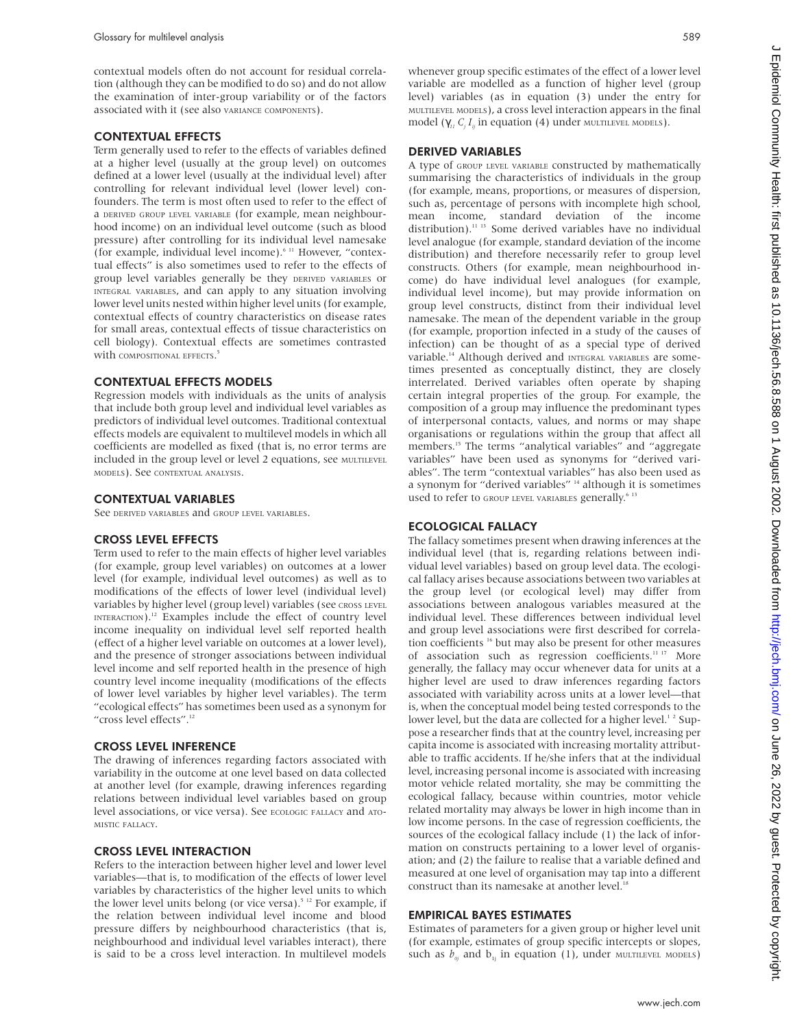contextual models often do not account for residual correlation (although they can be modified to do so) and do not allow the examination of inter-group variability or of the factors associated with it (see also VARIANCE COMPONENTS).

## CONTEXTUAL EFFECTS

Term generally used to refer to the effects of variables defined at a higher level (usually at the group level) on outcomes defined at a lower level (usually at the individual level) after controlling for relevant individual level (lower level) confounders. The term is most often used to refer to the effect of a DERIVED GROUP LEVEL VARIABLE (for example, mean neighbourhood income) on an individual level outcome (such as blood pressure) after controlling for its individual level namesake (for example, individual level income).[6 11] However, "contextual effects" is also sometimes used to refer to the effects of group level variables generally be they DERIVED VARIABLES or INTEGRAL VARIABLES, and can apply to any situation involving lower level units nested within higher level units (for example, contextual effects of country characteristics on disease rates for small areas, contextual effects of tissue characteristics on cell biology). Contextual effects are sometimes contrasted with COMPOSITIONAL EFFECTS.[5]

## CONTEXTUAL EFFECTS MODELS

Regression models with individuals as the units of analysis that include both group level and individual level variables as predictors of individual level outcomes. Traditional contextual effects models are equivalent to multilevel models in which all coefficients are modelled as fixed (that is, no error terms are included in the group level or level 2 equations, see MULTILEVEL MODELS). See CONTEXTUAL ANALYSIS.

## CONTEXTUAL VARIABLES

See DERIVED VARIABLES and GROUP LEVEL VARIABLES.

## CROSS LEVEL EFFECTS

Term used to refer to the main effects of higher level variables (for example, group level variables) on outcomes at a lower level (for example, individual level outcomes) as well as to modifications of the effects of lower level (individual level) variables by higher level (group level) variables (see CROSS LEVEL INTERACTION).[12] Examples include the effect of country level income inequality on individual level self reported health (effect of a higher level variable on outcomes at a lower level), and the presence of stronger associations between individual level income and self reported health in the presence of high country level income inequality (modifications of the effects of lower level variables by higher level variables). The term "ecological effects" has sometimes been used as a synonym for "cross level effects".[12]

## CROSS LEVEL INFERENCE

The drawing of inferences regarding factors associated with variability in the outcome at one level based on data collected at another level (for example, drawing inferences regarding relations between individual level variables based on group level associations, or vice versa). See ECOLOGIC FALLACY and ATOMISTIC FALLACY.

## CROSS LEVEL INTERACTION

Refers to the interaction between higher level and lower level variables—that is, to modification of the effects of lower level variables by characteristics of the higher level units to which the lower level units belong (or vice versa).[5 12] For example, if the relation between individual level income and blood pressure differs by neighbourhood characteristics (that is, neighbourhood and individual level variables interact), there is said to be a cross level interaction. In multilevel models whenever group specific estimates of the effect of a lower level variable are modelled as a function of higher level (group level) variables (as in equation (3) under the entry for MULTILEVEL MODELS), a cross level interaction appears in the final model ($\gamma_{11} C_j I_{ij}$ in equation (4) under MULTILEVEL MODELS).

## DERIVED VARIABLES

A type of GROUP LEVEL VARIABLE constructed by mathematically summarising the characteristics of individuals in the group (for example, means, proportions, or measures of dispersion, such as, percentage of persons with incomplete high school, mean income, standard deviation of the income distribution).[11 13] Some derived variables have no individual level analogue (for example, standard deviation of the income distribution) and therefore necessarily refer to group level constructs. Others (for example, mean neighbourhood income) do have individual level analogues (for example, individual level income), but may provide information on group level constructs, distinct from their individual level namesake. The mean of the dependent variable in the group (for example, proportion infected in a study of the causes of infection) can be thought of as a special type of derived variable.[14] Although derived and INTEGRAL VARIABLES are sometimes presented as conceptually distinct, they are closely interrelated. Derived variables often operate by shaping certain integral properties of the group. For example, the composition of a group may influence the predominant types of interpersonal contacts, values, and norms or may shape organisations or regulations within the group that affect all members.[15] The terms "analytical variables" and "aggregate variables" have been used as synonyms for "derived variables". The term "contextual variables" has also been used as a synonym for "derived variables"[14] although it is sometimes used to refer to GROUP LEVEL VARIABLES generally.[6 13]

## ECOLOGICAL FALLACY

The fallacy sometimes present when drawing inferences at the individual level (that is, regarding relations between individual level variables) based on group level data. The ecological fallacy arises because associations between two variables at the group level (or ecological level) may differ from associations between analogous variables measured at the individual level. These differences between individual level and group level associations were first described for correlation coefficients[16] but may also be present for other measures of association such as regression coefficients.[11 17] More generally, the fallacy may occur whenever data for units at a higher level are used to draw inferences regarding factors associated with variability across units at a lower level—that is, when the conceptual model being tested corresponds to the lower level, but the data are collected for a higher level.[1 2] Suppose a researcher finds that at the country level, increasing per capita income is associated with increasing mortality attributable to traffic accidents. If he/she infers that at the individual level, increasing personal income is associated with increasing motor vehicle related mortality, she may be committing the ecological fallacy, because within countries, motor vehicle related mortality may always be lower in high income than in low income persons. In the case of regression coefficients, the sources of the ecological fallacy include (1) the lack of information on constructs pertaining to a lower level of organisation; and (2) the failure to realise that a variable defined and measured at one level of organisation may tap into a different construct than its namesake at another level.[18]

## EMPIRICAL BAYES ESTIMATES

Estimates of parameters for a given group or higher level unit (for example, estimates of group specific intercepts or slopes, such as $b_{0j}$ and $b_{1j}$ in equation (1), under MULTILEVEL MODELS)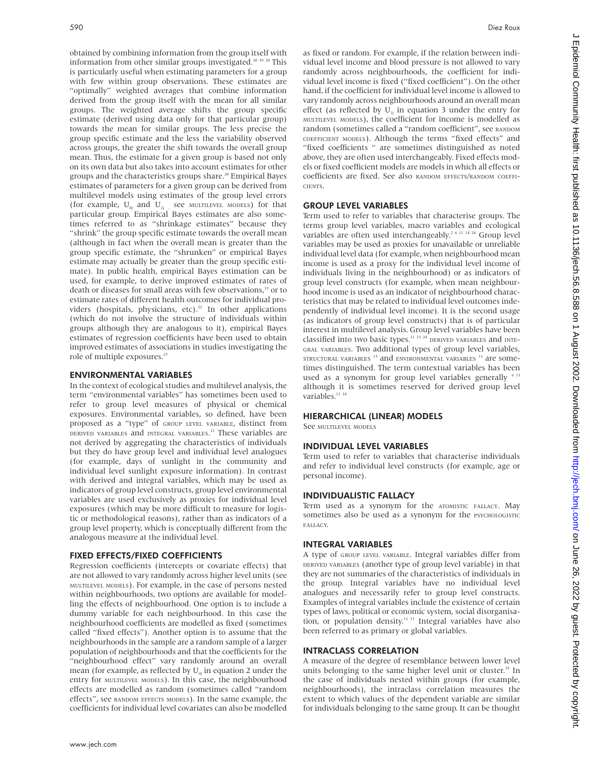obtained by combining information from the group itself with information from other similar groups investigated.[10 19 20] This is particularly useful when estimating parameters for a group with few within group observations. These estimates are "optimally" weighted averages that combine information derived from the group itself with the mean for all similar groups. The weighted average shifts the group specific estimate (derived using data only for that particular group) towards the mean for similar groups. The less precise the group specific estimate and the less the variability observed across groups, the greater the shift towards the overall group mean. Thus, the estimate for a given group is based not only on its own data but also takes into account estimates for other groups and the characteristics groups share.[20] Empirical Bayes estimates of parameters for a given group can be derived from multilevel models using estimates of the group level errors (for example, $U_{0j}$ and $U_{1j}$, see MULTILEVEL MODELS) for that particular group. Empirical Bayes estimates are also sometimes referred to as "shrinkage estimates" because they "shrink" the group specific estimate towards the overall mean (although in fact when the overall mean is greater than the group specific estimate, the "shrunken" or empirical Bayes estimate may actually be greater than the group specific estimate). In public health, empirical Bayes estimation can be used, for example, to derive improved estimates of rates of death or diseases for small areas with few observations,[21] or to estimate rates of different health outcomes for individual providers (hospitals, physicians, etc).[22] In other applications (which do not involve the structure of individuals within groups although they are analogous to it), empirical Bayes estimates of regression coefficients have been used to obtain improved estimates of associations in studies investigating the role of multiple exposures.[23]

## ENVIRONMENTAL VARIABLES

In the context of ecological studies and multilevel analysis, the term "environmental variables" has sometimes been used to refer to group level measures of physical or chemical exposures. Environmental variables, so defined, have been proposed as a "type" of GROUP LEVEL VARIABLE, distinct from DERIVED VARIABLES and INTEGRAL VARIABLES.[11] These variables are not derived by aggregating the characteristics of individuals but they do have group level and individual level analogues (for example, days of sunlight in the community and individual level sunlight exposure information). In contrast with derived and integral variables, which may be used as indicators of group level constructs, group level environmental variables are used exclusively as proxies for individual level exposures (which may be more difficult to measure for logistic or methodological reasons), rather than as indicators of a group level property, which is conceptually different from the analogous measure at the individual level.

## FIXED EFFECTS/FIXED COEFFICIENTS

Regression coefficients (intercepts or covariate effects) that are not allowed to vary randomly across higher level units (see MULTILEVEL MODELS). For example, in the case of persons nested within neighbourhoods, two options are available for modelling the effects of neighbourhood. One option is to include a dummy variable for each neighbourhood. In this case the neighbourhood coefficients are modelled as fixed (sometimes called "fixed effects"). Another option is to assume that the neighbourhoods in the sample are a random sample of a larger population of neighbourhoods and that the coefficients for the "neighbourhood effect" vary randomly around an overall mean (for example, as reflected by $U_{0j}$ in equation 2 under the entry for MULTILEVEL MODELS). In this case, the neighbourhood effects are modelled as random (sometimes called "random effects", see RANDOM EFFECTS MODELS). In the same example, the coefficients for individual level covariates can also be modelled as fixed or random. For example, if the relation between individual level income and blood pressure is not allowed to vary randomly across neighbourhoods, the coefficient for individual level income is fixed ("fixed coefficient"). On the other hand, if the coefficient for individual level income is allowed to vary randomly across neighbourhoods around an overall mean effect (as reflected by $U_{1j}$ in equation 3 under the entry for MULTILEVEL MODELS), the coefficient for income is modelled as random (sometimes called a "random coefficient", see RANDOM COEFFICIENT MODELS). Although the terms "fixed effects" and "fixed coefficients" are sometimes distinguished as noted above, they are often used interchangeably. Fixed effects models or fixed coefficient models are models in which all effects or coefficients are fixed. See also RANDOM EFFECTS/RANDOM COEFFICIENTS.

## GROUP LEVEL VARIABLES

Term used to refer to variables that characterise groups. The terms group level variables, macro variables and ecological variables are often used interchangeably.[2 6 11 14 24] Group level variables may be used as proxies for unavailable or unreliable individual level data (for example, when neighbourhood mean income is used as a proxy for the individual level income of individuals living in the neighbourhood) or as indicators of group level constructs (for example, when mean neighbourhood income is used as an indicator of neighbourhood characteristics that may be related to individual level outcomes independently of individual level income). It is the second usage (as indicators of group level constructs) that is of particular interest in multilevel analysis. Group level variables have been classified into two basic types.[11 13 24] DERIVED VARIABLES and INTEGRAL VARIABLES. Two additional types of group level variables, STRUCTURAL VARIABLES[13] and ENVIRONMENTAL VARIABLES[11] are sometimes distinguished. The term contextual variables has been used as a synonym for group level variables generally[6 13] although it is sometimes reserved for derived group level variables.[11 14]

## HIERARCHICAL (LINEAR) MODELS

See MULTILEVEL MODELS

## INDIVIDUAL LEVEL VARIABLES

Term used to refer to variables that characterise individuals and refer to individual level constructs (for example, age or personal income).

## INDIVIDUALISTIC FALLACY

Term used as a synonym for the ATOMISTIC FALLACY. May sometimes also be used as a synonym for the PSYCHOLOGISTIC FALLACY.

## INTEGRAL VARIABLES

A type of GROUP LEVEL VARIABLE. Integral variables differ from DERIVED VARIABLES (another type of group level variable) in that they are not summaries of the characteristics of individuals in the group. Integral variables have no individual level analogues and necessarily refer to group level constructs. Examples of integral variables include the existence of certain types of laws, political or economic system, social disorganisation, or population density.[11 13] Integral variables have also been referred to as primary or global variables.

## INTRACLASS CORRELATION

A measure of the degree of resemblance between lower level units belonging to the same higher level unit or cluster.[25] In the case of individuals nested within groups (for example, neighbourhoods), the intraclass correlation measures the extent to which values of the dependent variable are similar for individuals belonging to the same group. It can be thought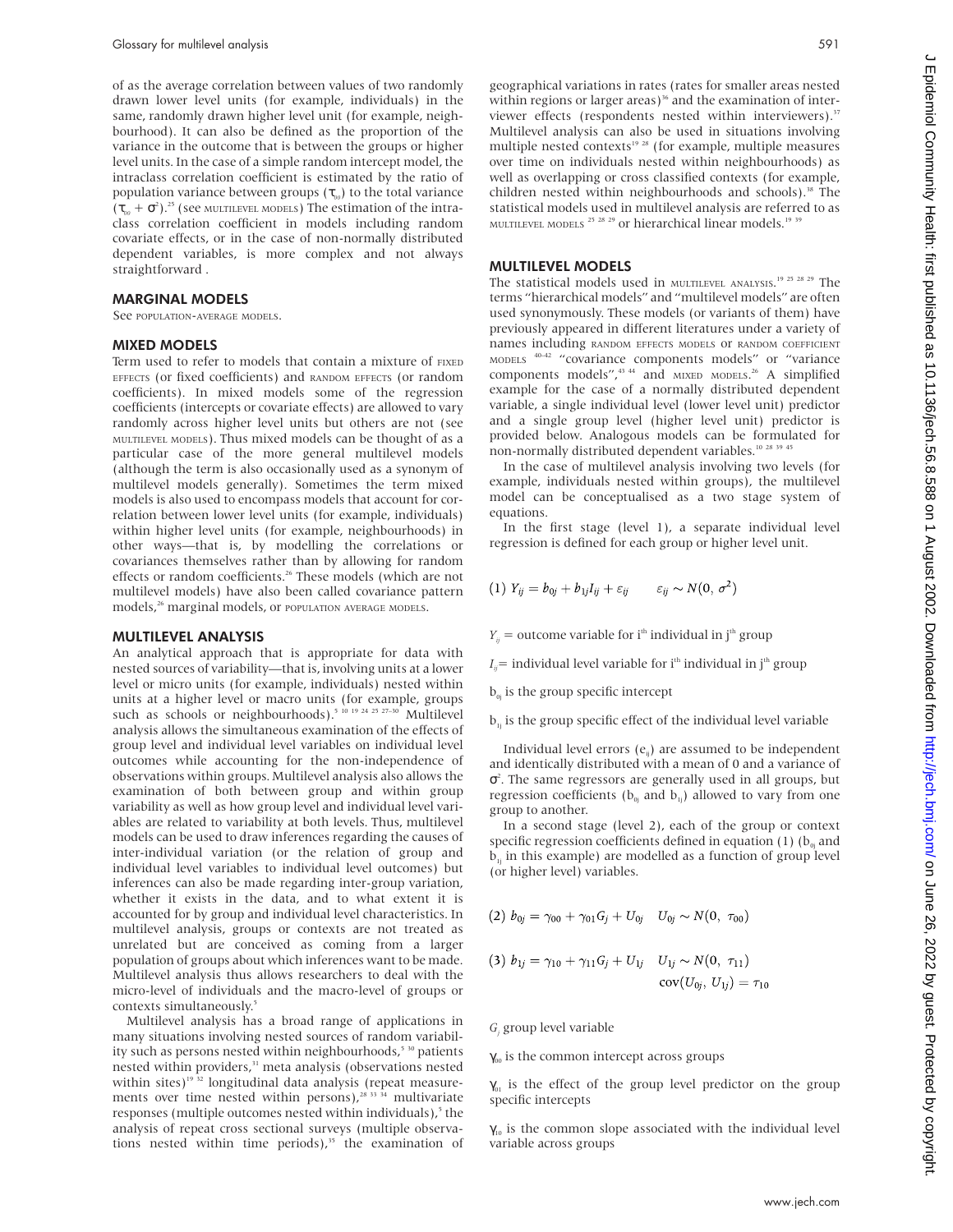of as the average correlation between values of two randomly drawn lower level units (for example, individuals) in the same, randomly drawn higher level unit (for example, neighbourhood). It can also be defined as the proportion of the variance in the outcome that is between the groups or higher level units. In the case of a simple random intercept model, the intraclass correlation coefficient is estimated by the ratio of population variance between groups ($\tau_{00}$) to the total variance ($\tau_{00} + \sigma^2$).[25] (see MULTILEVEL MODELS) The estimation of the intraclass correlation coefficient in models including random covariate effects, or in the case of non-normally distributed dependent variables, is more complex and not always straightforward .

## MARGINAL MODELS

See POPULATION-AVERAGE MODELS.

## MIXED MODELS

Term used to refer to models that contain a mixture of FIXED EFFECTS (or fixed coefficients) and RANDOM EFFECTS (or random coefficients). In mixed models some of the regression coefficients (intercepts or covariate effects) are allowed to vary randomly across higher level units but others are not (see MULTILEVEL MODELS). Thus mixed models can be thought of as a particular case of the more general multilevel models (although the term is also occasionally used as a synonym of multilevel models generally). Sometimes the term mixed models is also used to encompass models that account for correlation between lower level units (for example, individuals) within higher level units (for example, neighbourhoods) in other ways—that is, by modelling the correlations or covariances themselves rather than by allowing for random effects or random coefficients.[26] These models (which are not multilevel models) have also been called covariance pattern models,[26] marginal models, or POPULATION AVERAGE MODELS.

## MULTILEVEL ANALYSIS

An analytical approach that is appropriate for data with nested sources of variability—that is, involving units at a lower level or micro units (for example, individuals) nested within units at a higher level or macro units (for example, groups such as schools or neighbourhoods).[5 10 19 24 25 27–30] Multilevel analysis allows the simultaneous examination of the effects of group level and individual level variables on individual level outcomes while accounting for the non-independence of observations within groups. Multilevel analysis also allows the examination of both between group and within group variability as well as how group level and individual level variables are related to variability at both levels. Thus, multilevel models can be used to draw inferences regarding the causes of inter-individual variation (or the relation of group and individual level variables to individual level outcomes) but inferences can also be made regarding inter-group variation, whether it exists in the data, and to what extent it is accounted for by group and individual level characteristics. In multilevel analysis, groups or contexts are not treated as unrelated but are conceived as coming from a larger population of groups about which inferences want to be made. Multilevel analysis thus allows researchers to deal with the micro-level of individuals and the macro-level of groups or contexts simultaneously.[5]

Multilevel analysis has a broad range of applications in many situations involving nested sources of random variability such as persons nested within neighbourhoods,[5 30] patients nested within providers,[31] meta analysis (observations nested within sites)[19 32] longitudinal data analysis (repeat measurements over time nested within persons),[28 33 34] multivariate responses (multiple outcomes nested within individuals),[5] the analysis of repeat cross sectional surveys (multiple observations nested within time periods),[35] the examination of geographical variations in rates (rates for smaller areas nested within regions or larger areas)[36] and the examination of interviewer effects (respondents nested within interviewers).[37] Multilevel analysis can also be used in situations involving multiple nested contexts[19 28] (for example, multiple measures over time on individuals nested within neighbourhoods) as well as overlapping or cross classified contexts (for example, children nested within neighbourhoods and schools).[38] The statistical models used in multilevel analysis are referred to as MULTILEVEL MODELS[25 28 29] or hierarchical linear models.[19 39]

## MULTILEVEL MODELS

The statistical models used in MULTILEVEL ANALYSIS.[19 25 28 29] The terms "hierarchical models" and "multilevel models" are often used synonymously. These models (or variants of them) have previously appeared in different literatures under a variety of names including RANDOM EFFECTS MODELS or RANDOM COEFFICIENT MODELS[40–42] "covariance components models" or "variance components models",[43 44] and MIXED MODELS.[26] A simplified example for the case of a normally distributed dependent variable, a single individual level (lower level unit) predictor and a single group level (higher level unit) predictor is provided below. Analogous models can be formulated for non-normally distributed dependent variables.[10 28 39 45]

In the case of multilevel analysis involving two levels (for example, individuals nested within groups), the multilevel model can be conceptualised as a two stage system of equations.

In the first stage (level 1), a separate individual level regression is defined for each group or higher level unit.

$$(1)\ Y_{ij} = b_{0j} + b_{1j}I_{ij} + \varepsilon_{ij} \qquad \varepsilon_{ij} \sim N(0,\ \sigma^2)$$

$Y_{ij}$ = outcome variable for i[th] individual in j[th] group

$I_{ij}$ = individual level variable for i[th] individual in j[th] group

$b_{0j}$ is the group specific intercept

$b_{1j}$ is the group specific effect of the individual level variable

Individual level errors ($e_{ij}$) are assumed to be independent and identically distributed with a mean of 0 and a variance of $\sigma^2$. The same regressors are generally used in all groups, but regression coefficients ($b_{0j}$ and $b_{1j}$) allowed to vary from one group to another.

In a second stage (level 2), each of the group or context specific regression coefficients defined in equation (1) ($b_{0j}$ and $b_{1j}$ in this example) are modelled as a function of group level (or higher level) variables.

$$(2)\ b_{0j} = \gamma_{00} + \gamma_{01}G_j + U_{0j} \quad U_{0j} \sim N(0,\ \tau_{00})$$

$$(3)\ b_{1j} = \gamma_{10} + \gamma_{11}G_j + U_{1j} \quad U_{1j} \sim N(0,\ \tau_{11})$$
$$\mathrm{cov}(U_{0j},\ U_{1j}) = \tau_{10}$$

$G_j$ group level variable

$\gamma_{00}$ is the common intercept across groups

$\gamma_{01}$ is the effect of the group level predictor on the group specific intercepts

$\gamma_{10}$ is the common slope associated with the individual level variable across groups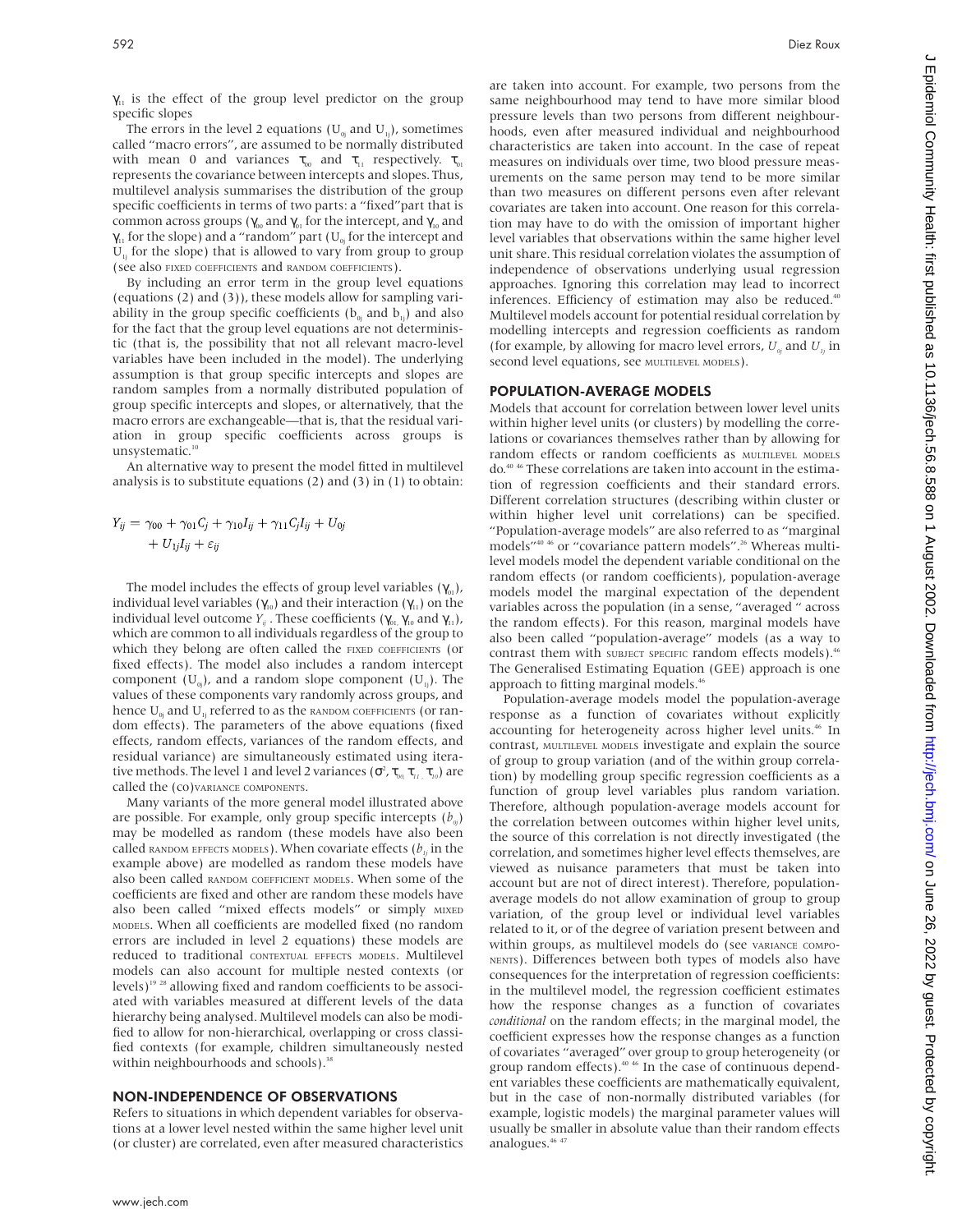$\gamma_{11}$ is the effect of the group level predictor on the group specific slopes

The errors in the level 2 equations ($U_{0j}$ and $U_{1j}$), sometimes called "macro errors", are assumed to be normally distributed with mean 0 and variances $\tau_{00}$ and $\tau_{11}$ respectively. $\tau_{01}$ represents the covariance between intercepts and slopes. Thus, multilevel analysis summarises the distribution of the group specific coefficients in terms of two parts: a "fixed" part that is common across groups ($\gamma_{00}$ and $\gamma_{01}$ for the intercept, and $\gamma_{10}$ and $\gamma_{11}$ for the slope) and a "random" part ($U_{0j}$ for the intercept and $U_{1j}$ for the slope) that is allowed to vary from group to group (see also FIXED COEFFICIENTS and RANDOM COEFFICIENTS).

By including an error term in the group level equations (equations (2) and (3)), these models allow for sampling variability in the group specific coefficients ($b_{0j}$ and $b_{1j}$) and also for the fact that the group level equations are not deterministic (that is, the possibility that not all relevant macro-level variables have been included in the model). The underlying assumption is that group specific intercepts and slopes are random samples from a normally distributed population of group specific intercepts and slopes, or alternatively, that the macro errors are exchangeable—that is, that the residual variation in group specific coefficients across groups is unsystematic.[10]

An alternative way to present the model fitted in multilevel analysis is to substitute equations (2) and (3) in (1) to obtain:

$$Y_{ij} = \gamma_{00} + \gamma_{01}C_j + \gamma_{10}I_{ij} + \gamma_{11}C_jI_{ij} + U_{0j} + U_{1j}I_{ij} + \varepsilon_{ij}$$

The model includes the effects of group level variables ($\gamma_{01}$), individual level variables ($\gamma_{10}$) and their interaction ($\gamma_{11}$) on the individual level outcome $Y_{ij}$. These coefficients ($\gamma_{01}$, $\gamma_{10}$ and $\gamma_{11}$), which are common to all individuals regardless of the group to which they belong are often called the FIXED COEFFICIENTS (or fixed effects). The model also includes a random intercept component ($U_{0j}$), and a random slope component ($U_{1j}$). The values of these components vary randomly across groups, and hence $U_{0j}$ and $U_{1j}$ referred to as the RANDOM COEFFICIENTS (or random effects). The parameters of the above equations (fixed effects, random effects, variances of the random effects, and residual variance) are simultaneously estimated using iterative methods. The level 1 and level 2 variances ($\sigma^2$, $\tau_{00}$, $\tau_{11}$, $\tau_{10}$) are called the (CO)VARIANCE COMPONENTS.

Many variants of the more general model illustrated above are possible. For example, only group specific intercepts ($b_{0j}$) may be modelled as random (these models have also been called RANDOM EFFECTS MODELS). When covariate effects ($b_{1j}$ in the example above) are modelled as random these models have also been called RANDOM COEFFICIENT MODELS. When some of the coefficients are fixed and other are random these models have also been called "mixed effects models" or simply MIXED MODELS. When all coefficients are modelled fixed (no random errors are included in level 2 equations) these models are reduced to traditional CONTEXTUAL EFFECTS MODELS. Multilevel models can also account for multiple nested contexts (or levels)[19 28] allowing fixed and random coefficients to be associated with variables measured at different levels of the data hierarchy being analysed. Multilevel models can also be modified to allow for non-hierarchical, overlapping or cross classified contexts (for example, children simultaneously nested within neighbourhoods and schools).[38]

## NON-INDEPENDENCE OF OBSERVATIONS

Refers to situations in which dependent variables for observations at a lower level nested within the same higher level unit (or cluster) are correlated, even after measured characteristics are taken into account. For example, two persons from the same neighbourhood may tend to have more similar blood pressure levels than two persons from different neighbourhoods, even after measured individual and neighbourhood characteristics are taken into account. In the case of repeat measures on individuals over time, two blood pressure measurements on the same person may tend to be more similar than two measures on different persons even after relevant covariates are taken into account. One reason for this correlation may have to do with the omission of important higher level variables that observations within the same higher level unit share. This residual correlation violates the assumption of independence of observations underlying usual regression approaches. Ignoring this correlation may lead to incorrect inferences. Efficiency of estimation may also be reduced.[40] Multilevel models account for potential residual correlation by modelling intercepts and regression coefficients as random (for example, by allowing for macro level errors, $U_{0j}$ and $U_{1j}$ in second level equations, see MULTILEVEL MODELS).

## POPULATION-AVERAGE MODELS

Models that account for correlation between lower level units within higher level units (or clusters) by modelling the correlations or covariances themselves rather than by allowing for random effects or random coefficients as MULTILEVEL MODELS do.[40 46] These correlations are taken into account in the estimation of regression coefficients and their standard errors. Different correlation structures (describing within cluster or within higher level unit correlations) can be specified. "Population-average models" are also referred to as "marginal models"[40 46] or "covariance pattern models".[26] Whereas multilevel models model the dependent variable conditional on the random effects (or random coefficients), population-average models model the marginal expectation of the dependent variables across the population (in a sense, "averaged" across the random effects). For this reason, marginal models have also been called "population-average" models (as a way to contrast them with SUBJECT SPECIFIC random effects models).[46] The Generalised Estimating Equation (GEE) approach is one approach to fitting marginal models.[46]

Population-average models model the population-average response as a function of covariates without explicitly accounting for heterogeneity across higher level units.[46] In contrast, MULTILEVEL MODELS investigate and explain the source of group to group variation (and of the within group correlation) by modelling group specific regression coefficients as a function of group level variables plus random variation. Therefore, although population-average models account for the correlation between outcomes within higher level units, the source of this correlation is not directly investigated (the correlation, and sometimes higher level effects themselves, are viewed as nuisance parameters that must be taken into account but are not of direct interest). Therefore, population-average models do not allow examination of group to group variation, of the group level or individual level variables related to it, or of the degree of variation present between and within groups, as multilevel models do (see VARIANCE COMPONENTS). Differences between both types of models also have consequences for the interpretation of regression coefficients: in the multilevel model, the regression coefficient estimates how the response changes as a function of covariates *conditional* on the random effects; in the marginal model, the coefficient expresses how the response changes as a function of covariates "averaged" over group to group heterogeneity (or group random effects).[40 46] In the case of continuous dependent variables these coefficients are mathematically equivalent, but in the case of non-normally distributed variables (for example, logistic models) the marginal parameter values will usually be smaller in absolute value than their random effects analogues.[46 47]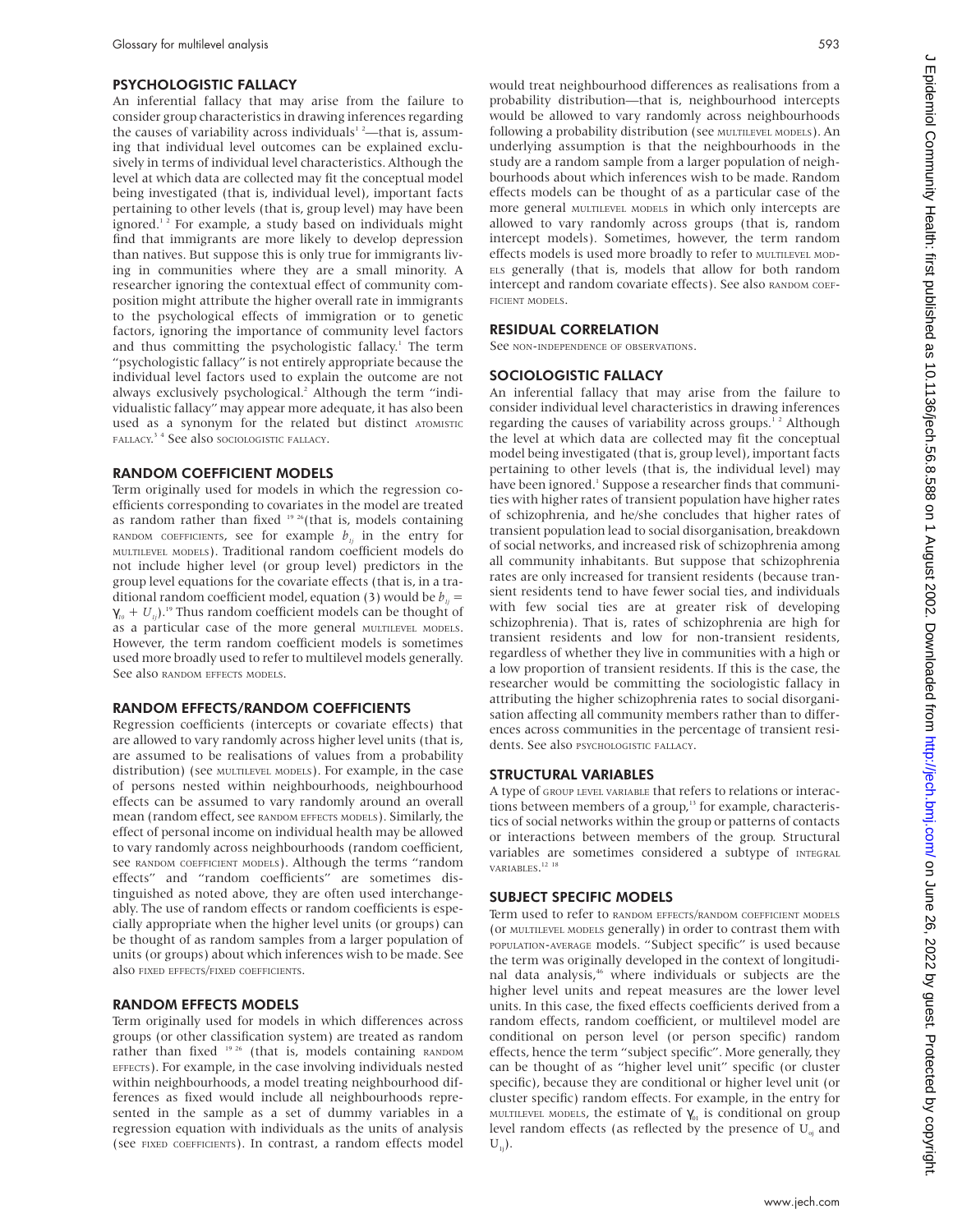## PSYCHOLOGISTIC FALLACY

An inferential fallacy that may arise from the failure to consider group characteristics in drawing inferences regarding the causes of variability across individuals[1 2]—that is, assuming that individual level outcomes can be explained exclusively in terms of individual level characteristics. Although the level at which data are collected may fit the conceptual model being investigated (that is, individual level), important facts pertaining to other levels (that is, group level) may have been ignored.[1 2] For example, a study based on individuals might find that immigrants are more likely to develop depression than natives. But suppose this is only true for immigrants living in communities where they are a small minority. A researcher ignoring the contextual effect of community composition might attribute the higher overall rate in immigrants to the psychological effects of immigration or to genetic factors, ignoring the importance of community level factors and thus committing the psychologistic fallacy.[1] The term "psychologistic fallacy" is not entirely appropriate because the individual level factors used to explain the outcome are not always exclusively psychological.[2] Although the term "individualistic fallacy" may appear more adequate, it has also been used as a synonym for the related but distinct ATOMISTIC FALLACY.[3 4] See also SOCIOLOGISTIC FALLACY.

## RANDOM COEFFICIENT MODELS

Term originally used for models in which the regression coefficients corresponding to covariates in the model are treated as random rather than fixed [19 26](that is, models containing RANDOM COEFFICIENTS, see for example $b_{1j}$ in the entry for MULTILEVEL MODELS). Traditional random coefficient models do not include higher level (or group level) predictors in the group level equations for the covariate effects (that is, in a traditional random coefficient model, equation (3) would be $b_{1j} = \gamma_{10} + U_{1j}$).[19] Thus random coefficient models can be thought of as a particular case of the more general MULTILEVEL MODELS. However, the term random coefficient models is sometimes used more broadly used to refer to multilevel models generally. See also RANDOM EFFECTS MODELS.

## RANDOM EFFECTS/RANDOM COEFFICIENTS

Regression coefficients (intercepts or covariate effects) that are allowed to vary randomly across higher level units (that is, are assumed to be realisations of values from a probability distribution) (see MULTILEVEL MODELS). For example, in the case of persons nested within neighbourhoods, neighbourhood effects can be assumed to vary randomly around an overall mean (random effect, see RANDOM EFFECTS MODELS). Similarly, the effect of personal income on individual health may be allowed to vary randomly across neighbourhoods (random coefficient, see RANDOM COEFFICIENT MODELS). Although the terms "random effects" and "random coefficients" are sometimes distinguished as noted above, they are often used interchangeably. The use of random effects or random coefficients is especially appropriate when the higher level units (or groups) can be thought of as random samples from a larger population of units (or groups) about which inferences wish to be made. See also FIXED EFFECTS/FIXED COEFFICIENTS.

## RANDOM EFFECTS MODELS

Term originally used for models in which differences across groups (or other classification system) are treated as random rather than fixed [19 26] (that is, models containing RANDOM EFFECTS). For example, in the case involving individuals nested within neighbourhoods, a model treating neighbourhood differences as fixed would include all neighbourhoods represented in the sample as a set of dummy variables in a regression equation with individuals as the units of analysis (see FIXED COEFFICIENTS). In contrast, a random effects model would treat neighbourhood differences as realisations from a probability distribution—that is, neighbourhood intercepts would be allowed to vary randomly across neighbourhoods following a probability distribution (see MULTILEVEL MODELS). An underlying assumption is that the neighbourhoods in the study are a random sample from a larger population of neighbourhoods about which inferences wish to be made. Random effects models can be thought of as a particular case of the more general MULTILEVEL MODELS in which only intercepts are allowed to vary randomly across groups (that is, random intercept models). Sometimes, however, the term random effects models is used more broadly to refer to MULTILEVEL MODELS generally (that is, models that allow for both random intercept and random covariate effects). See also RANDOM COEFFICIENT MODELS.

## RESIDUAL CORRELATION

See NON-INDEPENDENCE OF OBSERVATIONS.

## SOCIOLOGISTIC FALLACY

An inferential fallacy that may arise from the failure to consider individual level characteristics in drawing inferences regarding the causes of variability across groups.[1 2] Although the level at which data are collected may fit the conceptual model being investigated (that is, group level), important facts pertaining to other levels (that is, the individual level) may have been ignored.[1] Suppose a researcher finds that communities with higher rates of transient population have higher rates of schizophrenia, and he/she concludes that higher rates of transient population lead to social disorganisation, breakdown of social networks, and increased risk of schizophrenia among all community inhabitants. But suppose that schizophrenia rates are only increased for transient residents (because transient residents tend to have fewer social ties, and individuals with few social ties are at greater risk of developing schizophrenia). That is, rates of schizophrenia are high for transient residents and low for non-transient residents, regardless of whether they live in communities with a high or a low proportion of transient residents. If this is the case, the researcher would be committing the sociologistic fallacy in attributing the higher schizophrenia rates to social disorganisation affecting all community members rather than to differences across communities in the percentage of transient residents. See also PSYCHOLOGISTIC FALLACY.

## STRUCTURAL VARIABLES

A type of GROUP LEVEL VARIABLE that refers to relations or interactions between members of a group,[13] for example, characteristics of social networks within the group or patterns of contacts or interactions between members of the group. Structural variables are sometimes considered a subtype of INTEGRAL VARIABLES.[12 18]

## SUBJECT SPECIFIC MODELS

Term used to refer to RANDOM EFFECTS/RANDOM COEFFICIENT MODELS (or MULTILEVEL MODELS generally) in order to contrast them with POPULATION-AVERAGE models. "Subject specific" is used because the term was originally developed in the context of longitudinal data analysis,[46] where individuals or subjects are the higher level units and repeat measures are the lower level units. In this case, the fixed effects coefficients derived from a random effects, random coefficient, or multilevel model are conditional on person level (or person specific) random effects, hence the term "subject specific". More generally, they can be thought of as "higher level unit" specific (or cluster specific), because they are conditional or higher level unit (or cluster specific) random effects. For example, in the entry for MULTILEVEL MODELS, the estimate of $\gamma_{01}$ is conditional on group level random effects (as reflected by the presence of $U_{0j}$ and $U_{1j}$).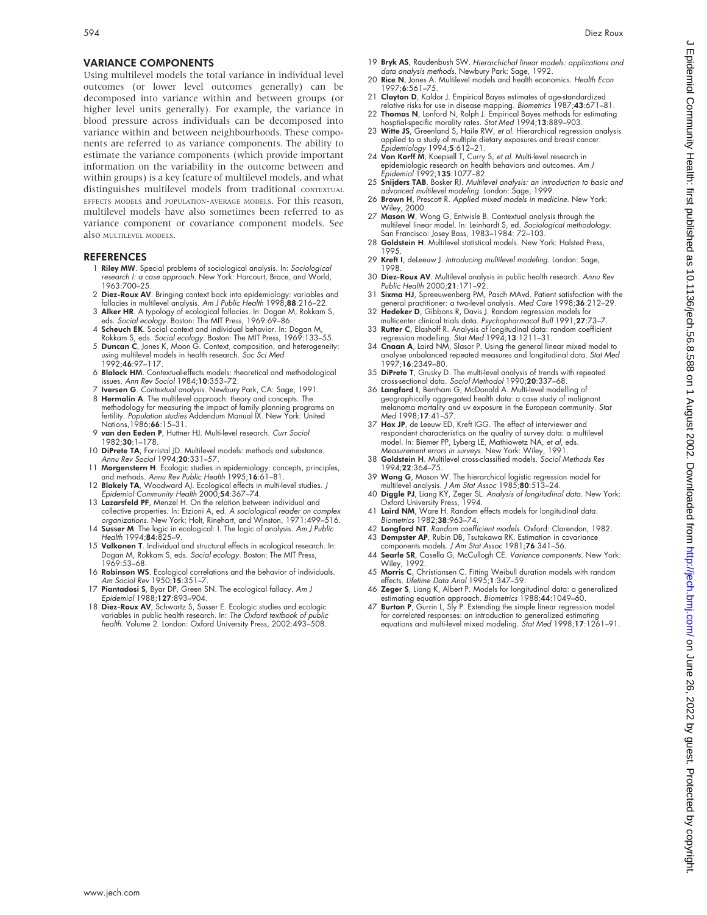## VARIANCE COMPONENTS

Using multilevel models the total variance in individual level outcomes (or lower level outcomes generally) can be decomposed into variance within and between groups (or higher level units generally). For example, the variance in blood pressure across individuals can be decomposed into variance within and between neighbourhoods. These components are referred to as variance components. The ability to estimate the variance components (which provide important information on the variability in the outcome between and within groups) is a key feature of multilevel models, and what distinguishes multilevel models from traditional CONTEXTUAL EFFECTS MODELS and POPULATION-AVERAGE MODELS. For this reason, multilevel models have also sometimes been referred to as variance component or covariance component models. See also MULTILEVEL MODELS.

## REFERENCES

1. **Riley MW**. Special problems of sociological analysis. In: *Sociological research I: a case approach*. New York: Harcourt, Brace, and World, 1963:700–25.
2. **Diez-Roux AV**. Bringing context back into epidemiology: variables and fallacies in multilevel analysis. *Am J Public Health* 1998;**88**:216–22.
3. **Alker HR**. A typology of ecological fallacies. In: Dogan M, Rokkam S, eds. *Social ecology*. Boston: The MIT Press, 1969:69–86.
4. **Scheuch EK**. Social context and individual behavior. In: Dogan M, Rokkam S, eds. *Social ecology*. Boston: The MIT Press, 1969:133–55.
5. **Duncan C**, Jones K, Moon G. Context, composition, and heterogeneity: using multilevel models in health research. *Soc Sci Med* 1992;**46**:97–117.
6. **Blalock HM**. Contextual-effects models: theoretical and methodological issues. *Ann Rev Sociol* 1984;**10**:353–72.
7. **Iversen G**. *Contextual analysis*. Newbury Park, CA: Sage, 1991.
8. **Hermalin A**. The multilevel approach: theory and concepts. The methodology for measuring the impact of family planning programs on fertility. *Population studies* Addendum Manual IX. New York: United Nations,1986;**66**:15–31.
9. **van den Eeden P**, Huttner HJ. Multi-level research. *Curr Sociol* 1982;**30**:1–178.
10. **DiPrete TA**, Forristal JD. Multilevel models: methods and substance. *Annu Rev Sociol* 1994;**20**:331–57.
11. **Morgenstern H**. Ecologic studies in epidemiology: concepts, principles, and methods. *Annu Rev Public Health* 1995;**16**:61–81.
12. **Blakely TA**, Woodward AJ. Ecological effects in multi-level studies. *J Epidemiol Community Health* 2000;**54**:367–74.
13. **Lazarsfeld PF**, Menzel H. On the relation between individual and collective properties. In: Etzioni A, ed. *A sociological reader on complex organizations*. New York: Holt, Rinehart, and Winston, 1971:499–516.
14. **Susser M**. The logic in ecological: I. The logic of analysis. *Am J Public Health* 1994;**84**:825–9.
15. **Valkonen T**. Individual and structural effects in ecological research. In: Dogan M, Rokkam S, eds. *Social ecology*. Boston: The MIT Press, 1969:53–68.
16. **Robinson WS**. Ecological correlations and the behavior of individuals. *Am Sociol Rev* 1950;**15**:351–7.
17. **Piantadosi S**, Byar DP, Green SN. The ecological fallacy. *Am J Epidemiol* 1988;**127**:893–904.
18. **Diez-Roux AV**, Schwartz S, Susser E. Ecologic studies and ecologic variables in public health research. In: *The Oxford textbook of public health*. Volume 2. London: Oxford University Press, 2002:493–508.
19. **Bryk AS**, Raudenbush SW. *Hierarchichal linear models: applications and data analysis methods*. Newbury Park: Sage, 1992.
20. **Rice N**, Jones A. Multilevel models and health economics. *Health Econ* 1997;**6**:561–75.
21. **Clayton D**, Kaldor J. Empirical Bayes estimates of age-standardized relative risks for use in disease mapping. *Biometrics* 1987;**43**:671–81.
22. **Thomas N**, Lonford N, Rolph J. Empirical Bayes methods for estimating hosptial-specific morality rates. *Stat Med* 1994;**13**:889–903.
23. **Witte JS**, Greenland S, Haile RW, *et al*. Hierarchical regression analysis applied to a study of multiple dietary exposures and breast cancer. *Epidemiology* 1994;**5**:612–21.
24. **Von Korff M**, Koepsell T, Curry S, *et al*. Multi-level research in epidemiologic research on health behaviors and outcomes. *Am J Epidemiol* 1992;**135**:1077–82.
25. **Snijders TAB**, Bosker RJ. *Multilevel analysis: an introduction to basic and advanced multilevel modeling*. London: Sage, 1999.
26. **Brown H**, Prescott R. *Applied mixed models in medicine*. New York: Wiley, 2000.
27. **Mason W**, Wong G, Entwisle B. Contextual analysis through the multilevel linear model. In: Leinhardt S, ed. *Sociological methodology*. San Francisco: Josey Bass, 1983–1984: 72–103.
28. **Goldstein H**. Multilevel statistical models. New York: Halsted Press, 1995.
29. **Kreft I**, deLeeuw J. *Introducing multilevel modeling*. London: Sage, 1998.
30. **Diez-Roux AV**. Multilevel analysis in public health research. *Annu Rev Public Health* 2000;**21**:171–92.
31. **Sixma HJ**, Spreeuwenberg PM, Pasch MAvd. Patient satisfaction with the general practitioner: a two-level analysis. *Med Care* 1998;**36**:212–29.
32. **Hedeker D**, Gibbons R, Davis J. Random regression models for multicenter clinical trials data. *Psychopharmacol Bull* 1991;**27**:73–7.
33. **Rutter C**, Elashoff R. Analysis of longitudinal data: random coefficient regression modelling. *Stat Med* 1994;**13**:1211–31.
34. **Cnaan A**, Laird NM, Slasor P. Using the general linear mixed model to analyse unbalanced repeated measures and longitudinal data. *Stat Med* 1997;**16**:2349–80.
35. **DiPrete T**, Grusky D. The multi-level analysis of trends with repeated cross-sectional data. *Sociol Methodol* 1990;**20**:337–68.
36. **Langford I**, Bentham G, McDonald A. Multi-level modelling of geographically aggregated health data: a case study of malignant melanoma mortality and uv exposure in the European community. *Stat Med* 1998;**17**:41–57.
37. **Hox JP**, de Leeuw ED, Kreft IGG. The effect of interviewer and respondent characteristics on the quality of survey data: a multilevel model. In: Biemer PP, Lyberg LE, Mathiowetz NA, *et al*, eds. *Measurement errors in surveys*. New York: Wiley, 1991.
38. **Goldstein H**. Multilevel cross-classified models. *Sociol Methods Res* 1994;**22**:364–75.
39. **Wong G**, Mason W. The hierarchical logistic regression model for multilevel analysis. *J Am Stat Assoc* 1985;**80**:513–24.
40. **Diggle PJ**, Liang KY, Zeger SL. *Analysis of longitudinal data*. New York: Oxford University Press, 1994.
41. **Laird NM**, Ware H. Random effects models for longitudinal data. *Biometrics* 1982;**38**:963–74.
42. **Longford NT**. *Random coefficient models*. Oxford: Clarendon, 1982.
43. **Dempster AP**, Rubin DB, Tsutakawa RK. Estimation in covariance components models. *J Am Stat Assoc* 1981;**76**:341–56.
44. **Searle SR**, Casella G, McCullogh CE. *Variance components*. New York: Wiley, 1992.
45. **Morris C**, Christiansen C. Fitting Weibull duration models with random effects. *Lifetime Data Anal* 1995;**1**:347–59.
46. **Zeger S**, Liang K, Albert P. Models for longitudinal data: a generalized estimating equation approach. *Biometrics* 1988;**44**:1049–60.
47. **Burton P**, Gurrin L, Sly P. Extending the simple linear regression model for correlated responses: an introduction to generalized estimating equations and multi-level mixed modeling. *Stat Med* 1998;**17**:1261–91.